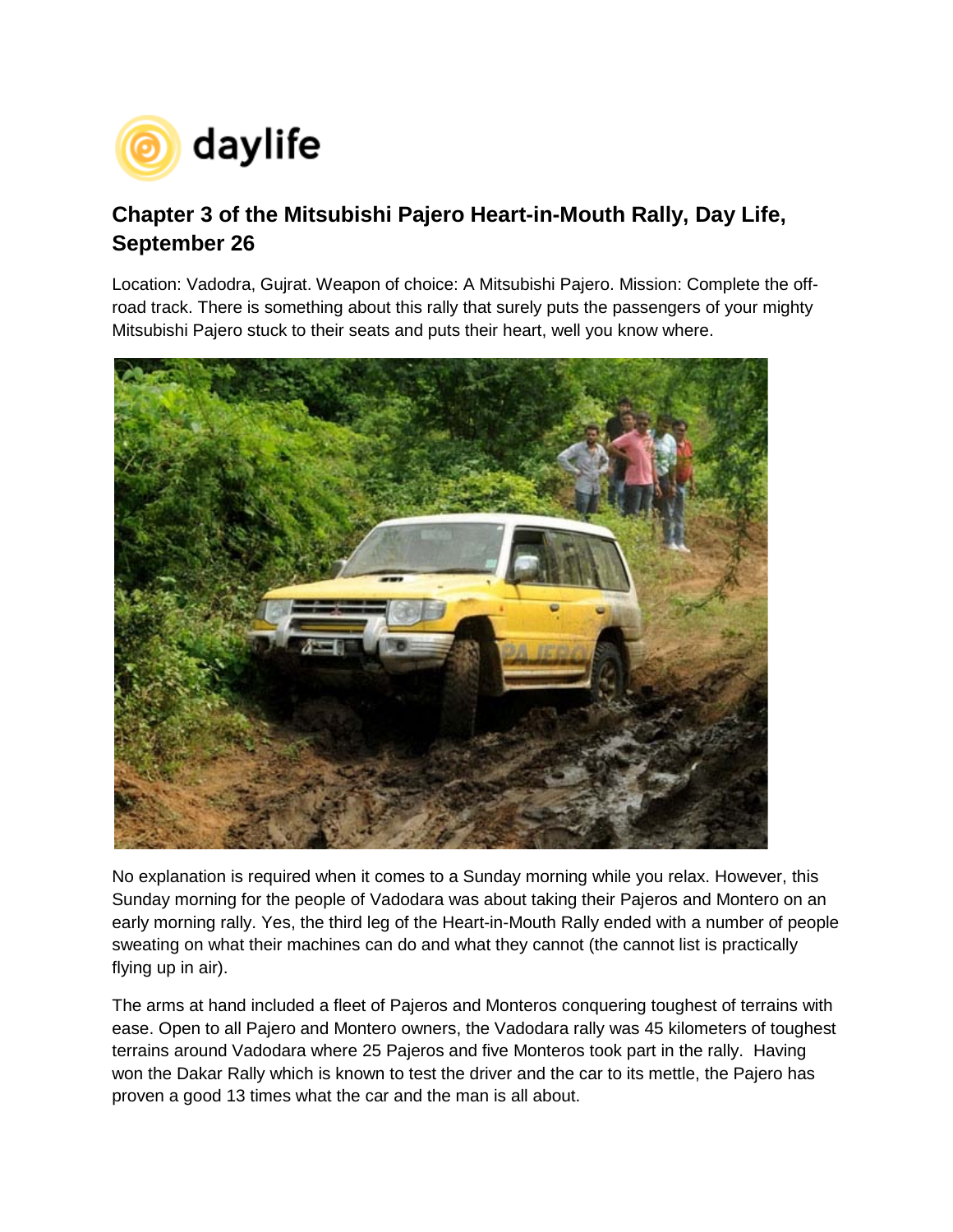daylife

## Chapter 3 of the Mitsubishi Pajero Heart-in-Mouth Rally, Day Life, September 26

Location: Vadodra, Gujrat. Weapon of choice: A Mitsubishi Pajero. Mission: Complete the off-road track. There is something about this rally that surely puts the passengers of your mighty Mitsubishi Pajero stuck to their seats and puts their heart, well you know where.

No explanation is required when it comes to a Sunday morning while you relax. However, this Sunday morning for the people of Vadodara was about taking their Pajeros and Montero on an early morning rally. Yes, the third leg of the Heart-in-Mouth Rally ended with a number of people sweating on what their machines can do and what they cannot (the cannot list is practically flying up in air).

The arms at hand included a fleet of Pajeros and Monteros conquering toughest of terrains with ease. Open to all Pajero and Montero owners, the Vadodara rally was 45 kilometers of toughest terrains around Vadodara where 25 Pajeros and five Monteros took part in the rally. Having won the Dakar Rally which is known to test the driver and the car to its mettle, the Pajero has proven a good 13 times what the car and the man is all about.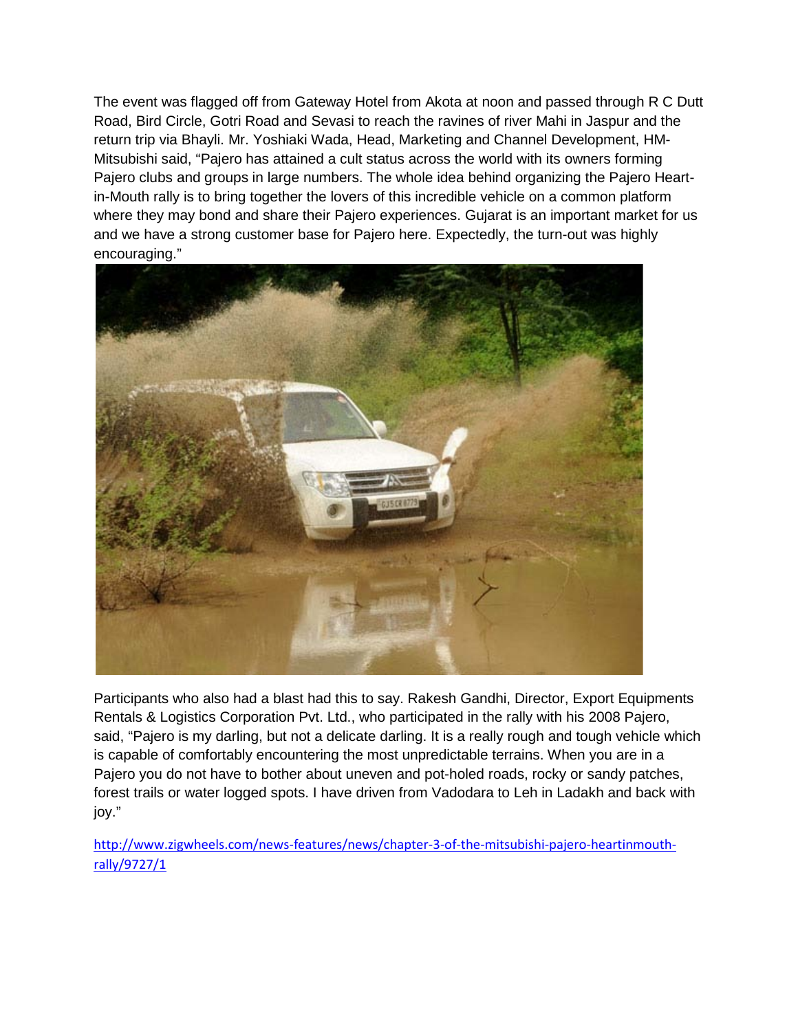The event was flagged off from Gateway Hotel from Akota at noon and passed through R C Dutt Road, Bird Circle, Gotri Road and Sevasi to reach the ravines of river Mahi in Jaspur and the return trip via Bhayli. Mr. Yoshiaki Wada, Head, Marketing and Channel Development, HM-Mitsubishi said, "Pajero has attained a cult status across the world with its owners forming Pajero clubs and groups in large numbers. The whole idea behind organizing the Pajero Heart-in-Mouth rally is to bring together the lovers of this incredible vehicle on a common platform where they may bond and share their Pajero experiences. Gujarat is an important market for us and we have a strong customer base for Pajero here. Expectedly, the turn-out was highly encouraging."

Participants who also had a blast had this to say. Rakesh Gandhi, Director, Export Equipments Rentals & Logistics Corporation Pvt. Ltd., who participated in the rally with his 2008 Pajero, said, "Pajero is my darling, but not a delicate darling. It is a really rough and tough vehicle which is capable of comfortably encountering the most unpredictable terrains. When you are in a Pajero you do not have to bother about uneven and pot-holed roads, rocky or sandy patches, forest trails or water logged spots. I have driven from Vadodara to Leh in Ladakh and back with joy."

http://www.zigwheels.com/news-features/news/chapter-3-of-the-mitsubishi-pajero-heartinmouth-rally/9727/1